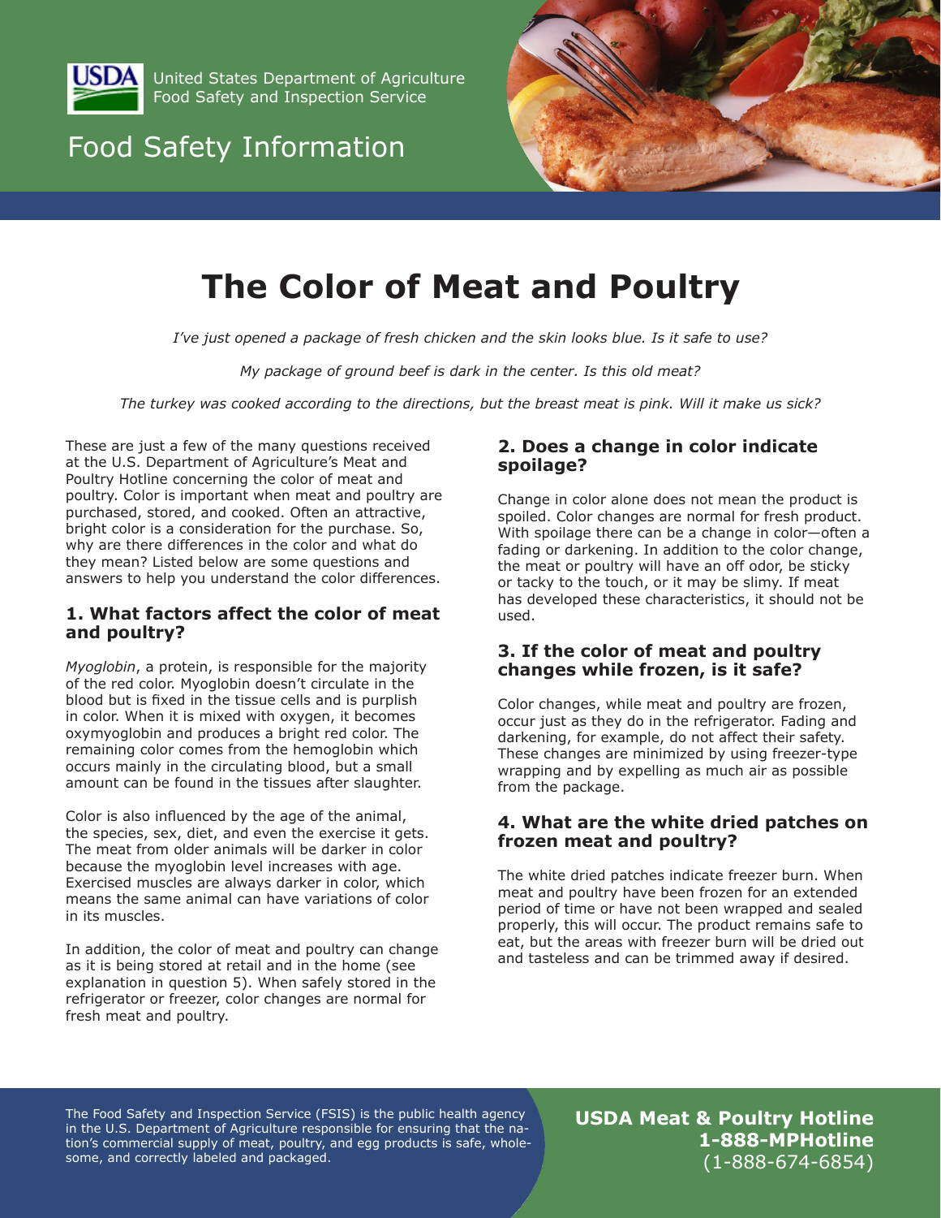United States Department of Agriculture
Food Safety and Inspection Service

Food Safety Information

# The Color of Meat and Poultry

*I've just opened a package of fresh chicken and the skin looks blue. Is it safe to use?*

*My package of ground beef is dark in the center. Is this old meat?*

*The turkey was cooked according to the directions, but the breast meat is pink. Will it make us sick?*

These are just a few of the many questions received at the U.S. Department of Agriculture's Meat and Poultry Hotline concerning the color of meat and poultry. Color is important when meat and poultry are purchased, stored, and cooked. Often an attractive, bright color is a consideration for the purchase. So, why are there differences in the color and what do they mean? Listed below are some questions and answers to help you understand the color differences.

### 1. What factors affect the color of meat and poultry?

*Myoglobin*, a protein, is responsible for the majority of the red color. Myoglobin doesn't circulate in the blood but is fixed in the tissue cells and is purplish in color. When it is mixed with oxygen, it becomes oxymyoglobin and produces a bright red color. The remaining color comes from the hemoglobin which occurs mainly in the circulating blood, but a small amount can be found in the tissues after slaughter.

Color is also influenced by the age of the animal, the species, sex, diet, and even the exercise it gets. The meat from older animals will be darker in color because the myoglobin level increases with age. Exercised muscles are always darker in color, which means the same animal can have variations of color in its muscles.

In addition, the color of meat and poultry can change as it is being stored at retail and in the home (see explanation in question 5). When safely stored in the refrigerator or freezer, color changes are normal for fresh meat and poultry.

### 2. Does a change in color indicate spoilage?

Change in color alone does not mean the product is spoiled. Color changes are normal for fresh product. With spoilage there can be a change in color—often a fading or darkening. In addition to the color change, the meat or poultry will have an off odor, be sticky or tacky to the touch, or it may be slimy. If meat has developed these characteristics, it should not be used.

### 3. If the color of meat and poultry changes while frozen, is it safe?

Color changes, while meat and poultry are frozen, occur just as they do in the refrigerator. Fading and darkening, for example, do not affect their safety. These changes are minimized by using freezer-type wrapping and by expelling as much air as possible from the package.

### 4. What are the white dried patches on frozen meat and poultry?

The white dried patches indicate freezer burn. When meat and poultry have been frozen for an extended period of time or have not been wrapped and sealed properly, this will occur. The product remains safe to eat, but the areas with freezer burn will be dried out and tasteless and can be trimmed away if desired.

The Food Safety and Inspection Service (FSIS) is the public health agency in the U.S. Department of Agriculture responsible for ensuring that the nation's commercial supply of meat, poultry, and egg products is safe, wholesome, and correctly labeled and packaged.

**USDA Meat & Poultry Hotline**
**1-888-MPHotline**
(1-888-674-6854)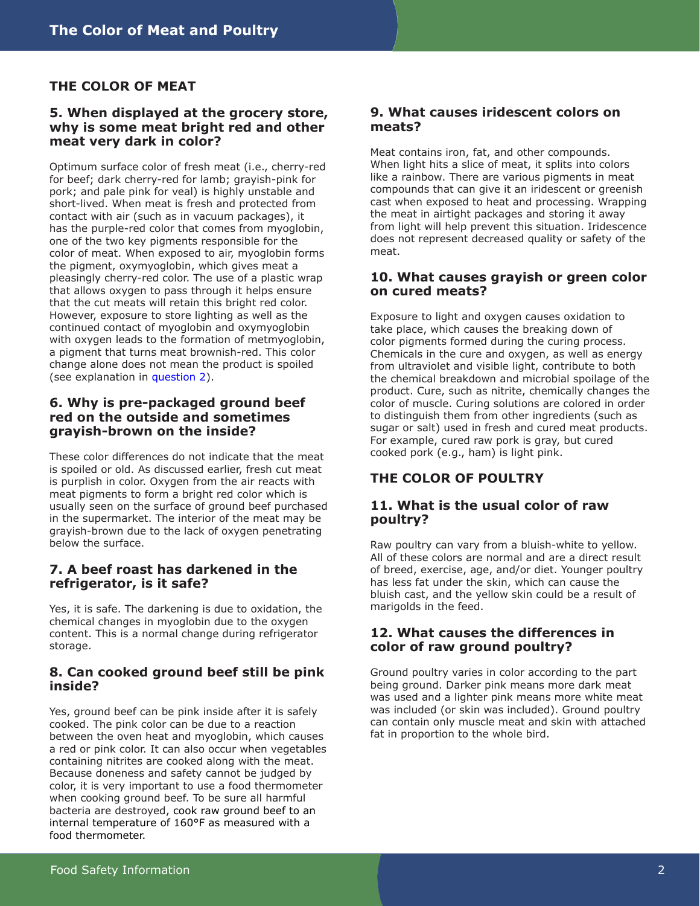## THE COLOR OF MEAT

### 5. When displayed at the grocery store, why is some meat bright red and other meat very dark in color?

Optimum surface color of fresh meat (i.e., cherry-red for beef; dark cherry-red for lamb; grayish-pink for pork; and pale pink for veal) is highly unstable and short-lived. When meat is fresh and protected from contact with air (such as in vacuum packages), it has the purple-red color that comes from myoglobin, one of the two key pigments responsible for the color of meat. When exposed to air, myoglobin forms the pigment, oxymyoglobin, which gives meat a pleasingly cherry-red color. The use of a plastic wrap that allows oxygen to pass through it helps ensure that the cut meats will retain this bright red color. However, exposure to store lighting as well as the continued contact of myoglobin and oxymyoglobin with oxygen leads to the formation of metmyoglobin, a pigment that turns meat brownish-red. This color change alone does not mean the product is spoiled (see explanation in question 2).

### 6. Why is pre-packaged ground beef red on the outside and sometimes grayish-brown on the inside?

These color differences do not indicate that the meat is spoiled or old. As discussed earlier, fresh cut meat is purplish in color. Oxygen from the air reacts with meat pigments to form a bright red color which is usually seen on the surface of ground beef purchased in the supermarket. The interior of the meat may be grayish-brown due to the lack of oxygen penetrating below the surface.

### 7. A beef roast has darkened in the refrigerator, is it safe?

Yes, it is safe. The darkening is due to oxidation, the chemical changes in myoglobin due to the oxygen content. This is a normal change during refrigerator storage.

### 8. Can cooked ground beef still be pink inside?

Yes, ground beef can be pink inside after it is safely cooked. The pink color can be due to a reaction between the oven heat and myoglobin, which causes a red or pink color. It can also occur when vegetables containing nitrites are cooked along with the meat. Because doneness and safety cannot be judged by color, it is very important to use a food thermometer when cooking ground beef. To be sure all harmful bacteria are destroyed, cook raw ground beef to an internal temperature of 160°F as measured with a food thermometer.

### 9. What causes iridescent colors on meats?

Meat contains iron, fat, and other compounds. When light hits a slice of meat, it splits into colors like a rainbow. There are various pigments in meat compounds that can give it an iridescent or greenish cast when exposed to heat and processing. Wrapping the meat in airtight packages and storing it away from light will help prevent this situation. Iridescence does not represent decreased quality or safety of the meat.

### 10. What causes grayish or green color on cured meats?

Exposure to light and oxygen causes oxidation to take place, which causes the breaking down of color pigments formed during the curing process. Chemicals in the cure and oxygen, as well as energy from ultraviolet and visible light, contribute to both the chemical breakdown and microbial spoilage of the product. Cure, such as nitrite, chemically changes the color of muscle. Curing solutions are colored in order to distinguish them from other ingredients (such as sugar or salt) used in fresh and cured meat products. For example, cured raw pork is gray, but cured cooked pork (e.g., ham) is light pink.

## THE COLOR OF POULTRY

### 11. What is the usual color of raw poultry?

Raw poultry can vary from a bluish-white to yellow. All of these colors are normal and are a direct result of breed, exercise, age, and/or diet. Younger poultry has less fat under the skin, which can cause the bluish cast, and the yellow skin could be a result of marigolds in the feed.

### 12. What causes the differences in color of raw ground poultry?

Ground poultry varies in color according to the part being ground. Darker pink means more dark meat was used and a lighter pink means more white meat was included (or skin was included). Ground poultry can contain only muscle meat and skin with attached fat in proportion to the whole bird.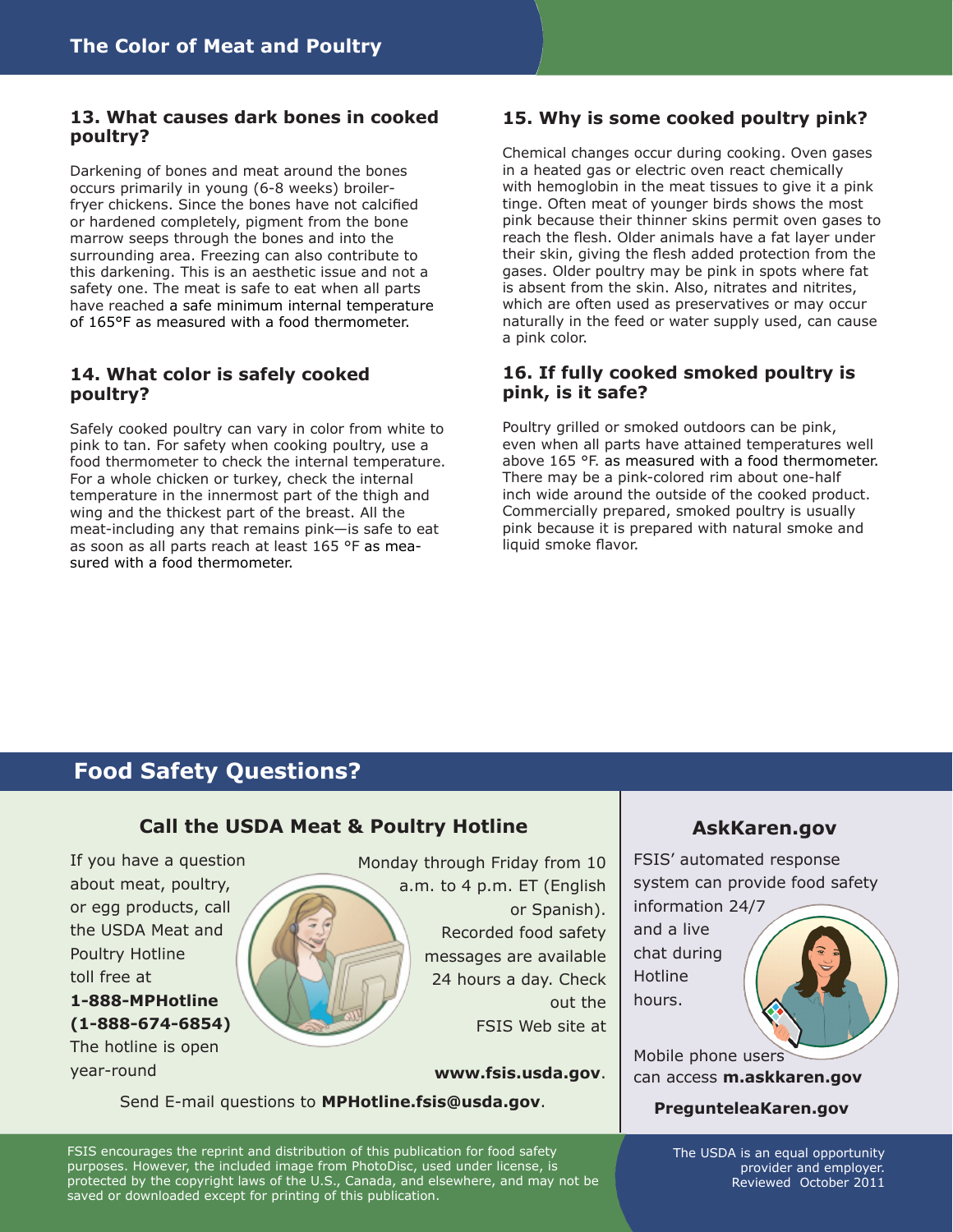### 13. What causes dark bones in cooked poultry?

Darkening of bones and meat around the bones occurs primarily in young (6-8 weeks) broiler-fryer chickens. Since the bones have not calcified or hardened completely, pigment from the bone marrow seeps through the bones and into the surrounding area. Freezing can also contribute to this darkening. This is an aesthetic issue and not a safety one. The meat is safe to eat when all parts have reached a safe minimum internal temperature of 165°F as measured with a food thermometer.

### 14. What color is safely cooked poultry?

Safely cooked poultry can vary in color from white to pink to tan. For safety when cooking poultry, use a food thermometer to check the internal temperature. For a whole chicken or turkey, check the internal temperature in the innermost part of the thigh and wing and the thickest part of the breast. All the meat-including any that remains pink—is safe to eat as soon as all parts reach at least 165 °F as measured with a food thermometer.

### 15. Why is some cooked poultry pink?

Chemical changes occur during cooking. Oven gases in a heated gas or electric oven react chemically with hemoglobin in the meat tissues to give it a pink tinge. Often meat of younger birds shows the most pink because their thinner skins permit oven gases to reach the flesh. Older animals have a fat layer under their skin, giving the flesh added protection from the gases. Older poultry may be pink in spots where fat is absent from the skin. Also, nitrates and nitrites, which are often used as preservatives or may occur naturally in the feed or water supply used, can cause a pink color.

### 16. If fully cooked smoked poultry is pink, is it safe?

Poultry grilled or smoked outdoors can be pink, even when all parts have attained temperatures well above 165 °F. as measured with a food thermometer. There may be a pink-colored rim about one-half inch wide around the outside of the cooked product. Commercially prepared, smoked poultry is usually pink because it is prepared with natural smoke and liquid smoke flavor.

## Food Safety Questions?

### Call the USDA Meat & Poultry Hotline

If you have a question about meat, poultry, or egg products, call the USDA Meat and Poultry Hotline toll free at **1-888-MPHotline (1-888-674-6854)** The hotline is open year-round Monday through Friday from 10 a.m. to 4 p.m. ET (English or Spanish). Recorded food safety messages are available 24 hours a day. Check out the FSIS Web site at **www.fsis.usda.gov**.

Send E-mail questions to **MPHotline.fsis@usda.gov**.

### AskKaren.gov

FSIS' automated response system can provide food safety information 24/7 and a live chat during Hotline hours.

Mobile phone users can access **m.askkaren.gov**

**PregunteleaKaren.gov**

FSIS encourages the reprint and distribution of this publication for food safety purposes. However, the included image from PhotoDisc, used under license, is protected by the copyright laws of the U.S., Canada, and elsewhere, and may not be saved or downloaded except for printing of this publication.

The USDA is an equal opportunity provider and employer.
Reviewed October 2011